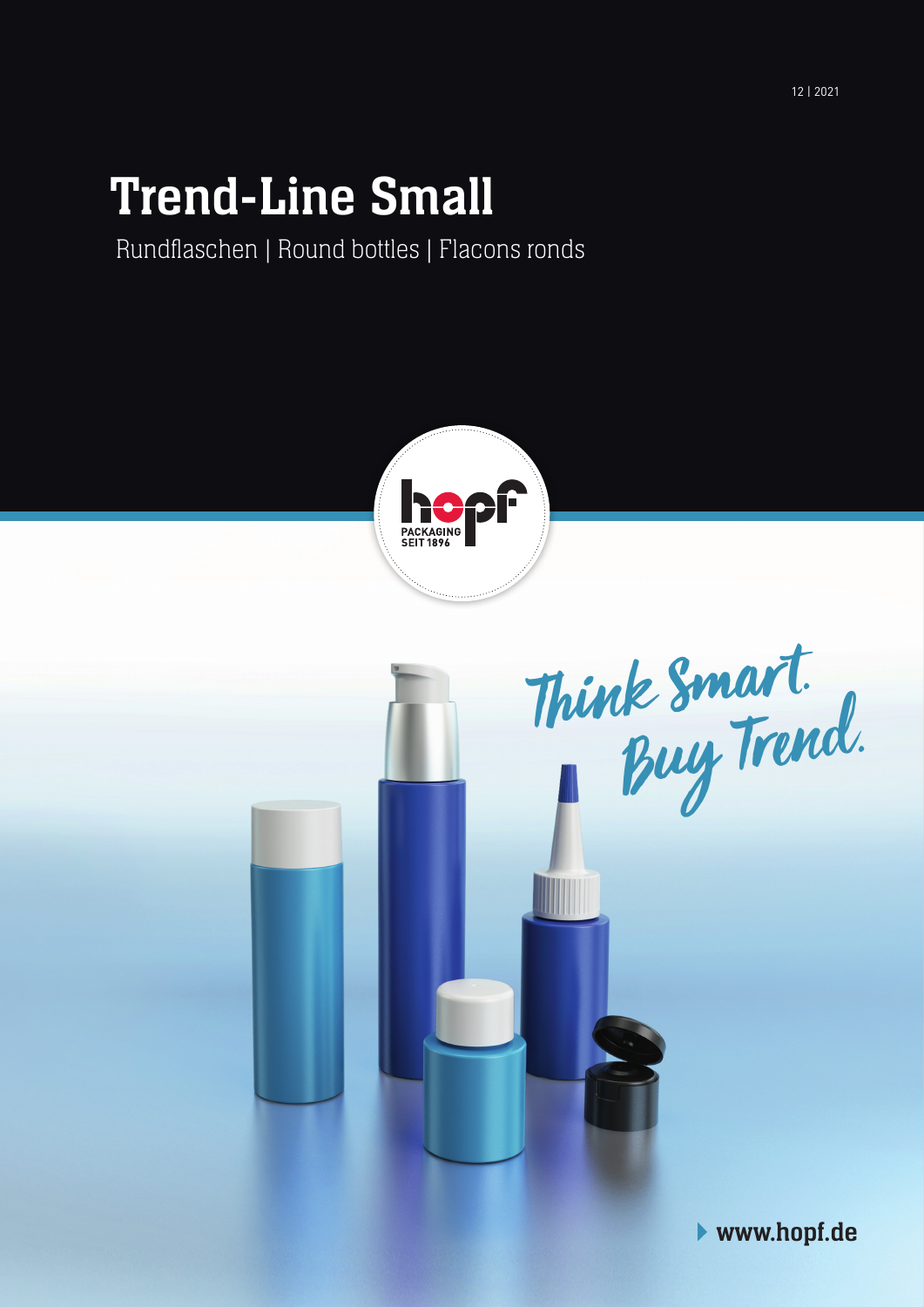12 | 2021

# Trend-Line Small

Rundflaschen | Round bottles | Flacons ronds

hopf PACKAGING SEIT 1896

Think Smart. Buy Trend.

www.hopf.de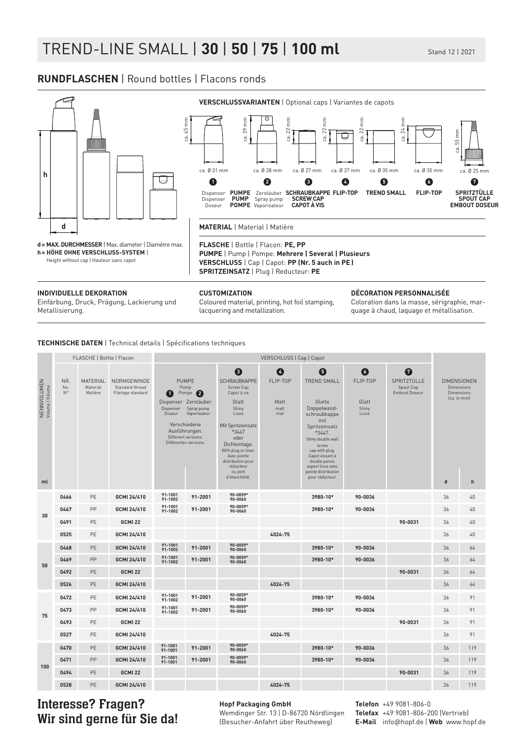# TREND-LINE SMALL | **30** | **50** | **75** | **100 ml**

Stand 12 | 2021

## RUNDFLASCHEN | Round bottles | Flacons ronds

h

d

**d = MAX. DURCHMESSER** | Max. diameter | Diamètre max.
**h = HÖHE OHNE VERSCHLUSS-SYSTEM** | Height without cap | Hauteur sans capot

**VERSCHLUSSVARIANTEN** | Optional caps | Variantes de capots

ca. 45 mm
ca. Ø 31 mm
❶ Dispenser Dispenser Doseur **PUMPE PUMP POMPE**

ca. 39 mm
ca. Ø 28 mm
❷ Zerstäuber Spray pump Vaporisateur

ca. 22 mm
ca. Ø 27 mm
❸ **SCHRAUBKAPPE SCREW CAP CAPOT À VIS**

ca. 22 mm
ca. Ø 27 mm
❹ **FLIP-TOP**

ca. 22 mm
ca. Ø 35 mm
❺ **TREND SMALL**

ca. 24 mm
ca. Ø 35 mm
❻ **FLIP-TOP**

ca. 55 mm
ca. Ø 25 mm
❼ **SPRITZTÜLLE SPOUT CAP EMBOUT DOSEUR**

**MATERIAL** | Material | Matière

**FLASCHE** | Bottle | Flacon: **PE, PP**
**PUMPE** | Pump | Pompe: **Mehrere | Several | Plusieurs**
**VERSCHLUSS** | Cap | Capot: **PP (Nr. 5 auch in PE)**
**SPRITZEINSATZ** | Plug | Reducteur: **PE**

**INDIVIDUELLE DEKORATION**
Einfärbung, Druck, Prägung, Lackierung und Metallisierung.

**CUSTOMIZATION**
Coloured material, printing, hot foil stamping, lacquering and metallization.

**DÉCORATION PERSONNALISÉE**
Coloration dans la masse, sérigraphie, marquage à chaud, laquage et métallisation.

**TECHNISCHE DATEN** | Technical details | Spécifications techniques

| NENNVOLUMEN Volume \| Volume | FLASCHE \| Bottle \| Flacon | | | VERSCHLUSS \| Cap \| Capot | | | | | | | DIMENSIONEN Dimensions Dimensions (ca. in mm) | |
|---|---|---|---|---|---|---|---|---|---|---|---|---|
| ml | NR. No. N° | MATERIAL Material Matière | NORMGEWINDE Standard thread Filetage standard | PUMPE Pump Pompe ❶ Dispenser Dispenser Doseur – Verschiedene Ausführungen. Different versions. Différentes versions. | ❷ Zerstäuber Spray pump Vaporisateur | ❸ SCHRAUBKAPPE Screw Cap Capot à vis – Glatt Shiny Lisse – Mit Spritzeinsatz *3447 oder Dichteinlage. With plug or liner. Avec pointe distribution pour réducteur ou joint d'étanchéité. | ❹ FLIP-TOP – Matt matt mat | ❺ TREND SMALL – Glatte Doppelwandschraubkappe mit Spritzeinsatz *3447. Shiny double wall screw cap with plug. Capot vissant à double parois aspect lisse avec pointe distribution pour réducteur. | ❻ FLIP-TOP – Glatt Shiny Lisse | ❼ SPRITZTÜLLE Spout Cap Embout Doseur | d | h |
| 30 | **0466** | PE | **GCMI 24/410** | **91-1001 91-1002** | **91-2001** | **90-0059* 90-0060** | | **3980-10*** | **90-0036** | | 36 | 40 |
| | **0467** | PP | **GCMI 24/410** | **91-1001 91-1002** | **91-2001** | **90-0059* 90-0060** | | **3980-10*** | **90-0036** | | 36 | 40 |
| | **0491** | PE | **GCMI 22** | | | | | | | **90-0031** | 36 | 40 |
| | **0525** | PE | **GCMI 24/410** | | | | **4024-75** | | | | 36 | 40 |
| 50 | **0468** | PE | **GCMI 24/410** | **91-1001 91-1002** | **91-2001** | **90-0059* 90-0060** | | **3980-10*** | **90-0036** | | 36 | 64 |
| | **0469** | PP | **GCMI 24/410** | **91-1001 91-1002** | **91-2001** | **90-0059* 90-0060** | | **3980-10*** | **90-0036** | | 36 | 64 |
| | **0492** | PE | **GCMI 22** | | | | | | | **90-0031** | 36 | 64 |
| | **0526** | PE | **GCMI 24/410** | | | | **4024-75** | | | | 36 | 64 |
| 75 | **0472** | PE | **GCMI 24/410** | **91-1001 91-1002** | **91-2001** | **90-0059* 90-0060** | | **3980-10*** | **90-0036** | | 36 | 91 |
| | **0473** | PP | **GCMI 24/410** | **91-1001 91-1002** | **91-2001** | **90-0059* 90-0060** | | **3980-10*** | **90-0036** | | 36 | 91 |
| | **0493** | PE | **GCMI 22** | | | | | | | **90-0031** | 36 | 91 |
| | **0527** | PE | **GCMI 24/410** | | | | **4024-75** | | | | 36 | 91 |
| 100 | **0470** | PE | **GCMI 24/410** | **91-1001 91-1001** | **91-2001** | **90-0059* 90-0060** | | **3980-10*** | **90-0036** | | 36 | 119 |
| | **0471** | PP | **GCMI 24/410** | **91-1001 91-1001** | **91-2001** | **90-0059* 90-0060** | | **3980-10*** | **90-0036** | | 36 | 119 |
| | **0494** | PE | **GCMI 22** | | | | | | | **90-0031** | 36 | 119 |
| | **0528** | PE | **GCMI 24/410** | | | | **4024-75** | | | | 36 | 119 |

## Interesse? Fragen? Wir sind gerne für Sie da!

**Hopf Packaging GmbH**
Wemdinger Str. 13 | D-86720 Nördlingen
(Besucher-Anfahrt über Reutheweg)

**Telefon** +49 9081-806-0
**Telefax** +49 9081-806-200 (Vertrieb)
**E-Mail** info@hopf.de | **Web** www.hopf.de